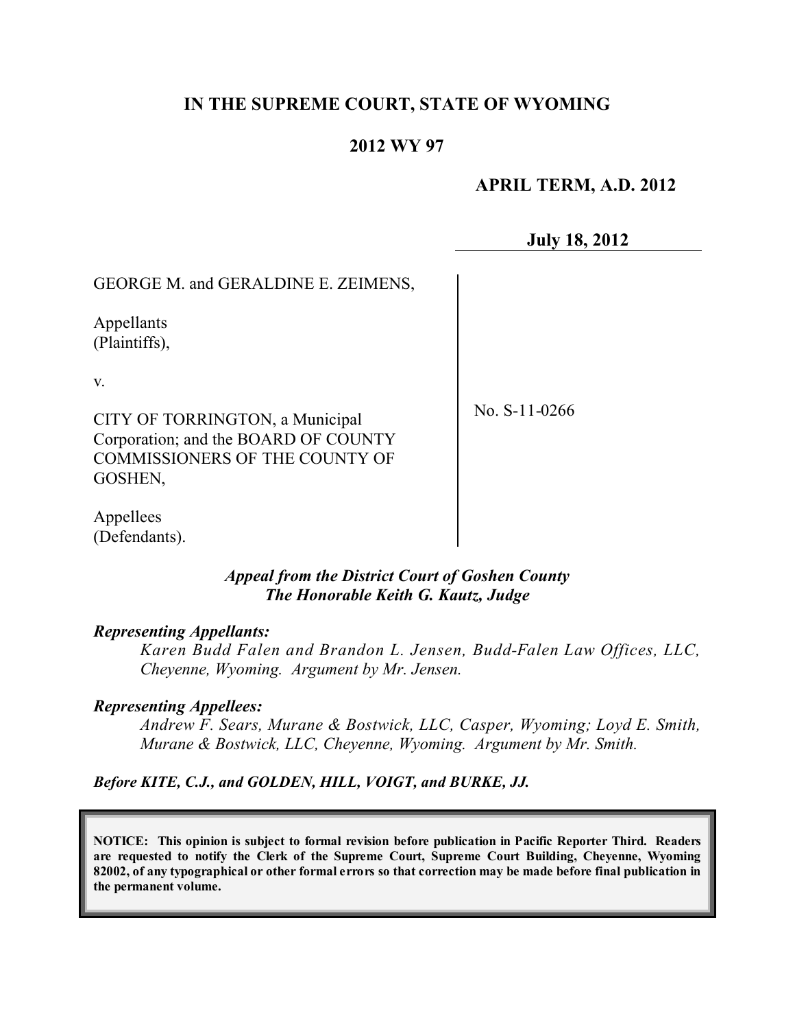**IN THE SUPREME COURT, STATE OF WYOMING**

**2012 WY 97**

**APRIL TERM, A.D. 2012**

**July 18, 2012**

GEORGE M. and GERALDINE E. ZEIMENS,

Appellants
(Plaintiffs),

v.

CITY OF TORRINGTON, a Municipal Corporation; and the BOARD OF COUNTY COMMISSIONERS OF THE COUNTY OF GOSHEN,

Appellees
(Defendants).

No. S-11-0266

***Appeal from the District Court of Goshen County***
***The Honorable Keith G. Kautz, Judge***

***Representing Appellants:***

*Karen Budd Falen and Brandon L. Jensen, Budd-Falen Law Offices, LLC, Cheyenne, Wyoming. Argument by Mr. Jensen.*

***Representing Appellees:***

*Andrew F. Sears, Murane & Bostwick, LLC, Casper, Wyoming; Loyd E. Smith, Murane & Bostwick, LLC, Cheyenne, Wyoming. Argument by Mr. Smith.*

***Before KITE, C.J., and GOLDEN, HILL, VOIGT, and BURKE, JJ.***

**NOTICE: This opinion is subject to formal revision before publication in Pacific Reporter Third. Readers are requested to notify the Clerk of the Supreme Court, Supreme Court Building, Cheyenne, Wyoming 82002, of any typographical or other formal errors so that correction may be made before final publication in the permanent volume.**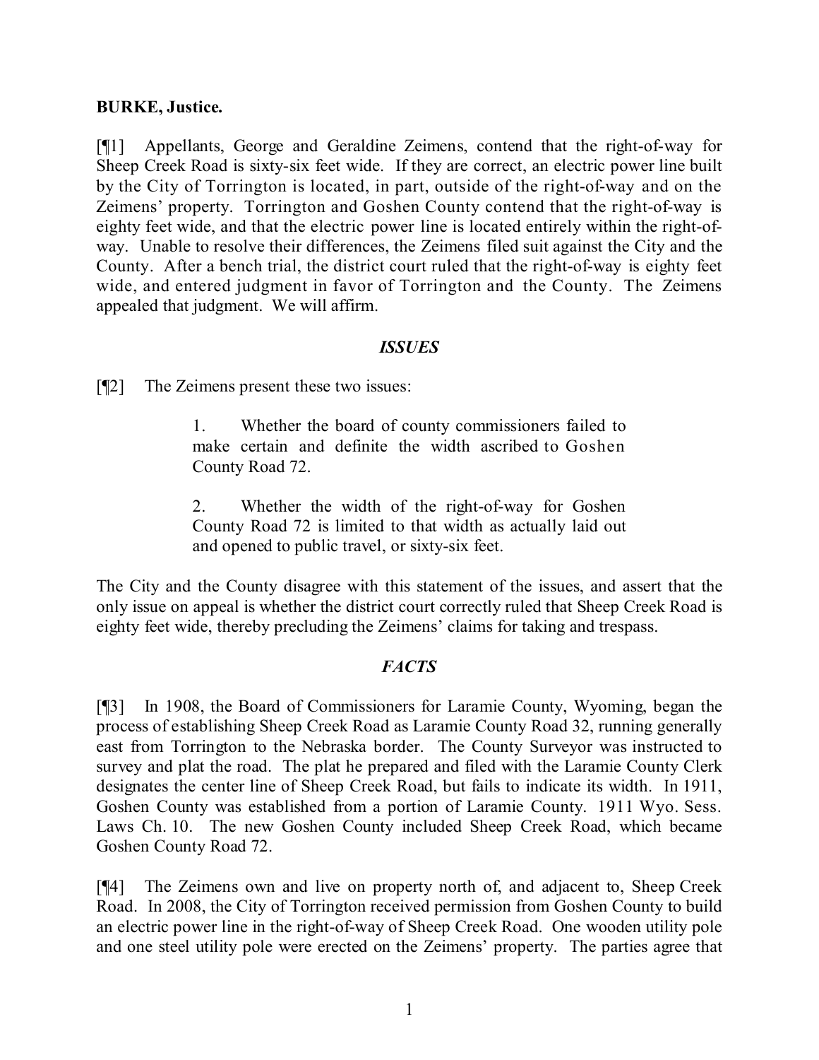**BURKE, Justice.**

[¶1] Appellants, George and Geraldine Zeimens, contend that the right-of-way for Sheep Creek Road is sixty-six feet wide. If they are correct, an electric power line built by the City of Torrington is located, in part, outside of the right-of-way and on the Zeimens' property. Torrington and Goshen County contend that the right-of-way is eighty feet wide, and that the electric power line is located entirely within the right-of-way. Unable to resolve their differences, the Zeimens filed suit against the City and the County. After a bench trial, the district court ruled that the right-of-way is eighty feet wide, and entered judgment in favor of Torrington and the County. The Zeimens appealed that judgment. We will affirm.

### *ISSUES*

[¶2] The Zeimens present these two issues:

> 1. Whether the board of county commissioners failed to make certain and definite the width ascribed to Goshen County Road 72.
>
> 2. Whether the width of the right-of-way for Goshen County Road 72 is limited to that width as actually laid out and opened to public travel, or sixty-six feet.

The City and the County disagree with this statement of the issues, and assert that the only issue on appeal is whether the district court correctly ruled that Sheep Creek Road is eighty feet wide, thereby precluding the Zeimens' claims for taking and trespass.

### *FACTS*

[¶3] In 1908, the Board of Commissioners for Laramie County, Wyoming, began the process of establishing Sheep Creek Road as Laramie County Road 32, running generally east from Torrington to the Nebraska border. The County Surveyor was instructed to survey and plat the road. The plat he prepared and filed with the Laramie County Clerk designates the center line of Sheep Creek Road, but fails to indicate its width. In 1911, Goshen County was established from a portion of Laramie County. 1911 Wyo. Sess. Laws Ch. 10. The new Goshen County included Sheep Creek Road, which became Goshen County Road 72.

[¶4] The Zeimens own and live on property north of, and adjacent to, Sheep Creek Road. In 2008, the City of Torrington received permission from Goshen County to build an electric power line in the right-of-way of Sheep Creek Road. One wooden utility pole and one steel utility pole were erected on the Zeimens' property. The parties agree that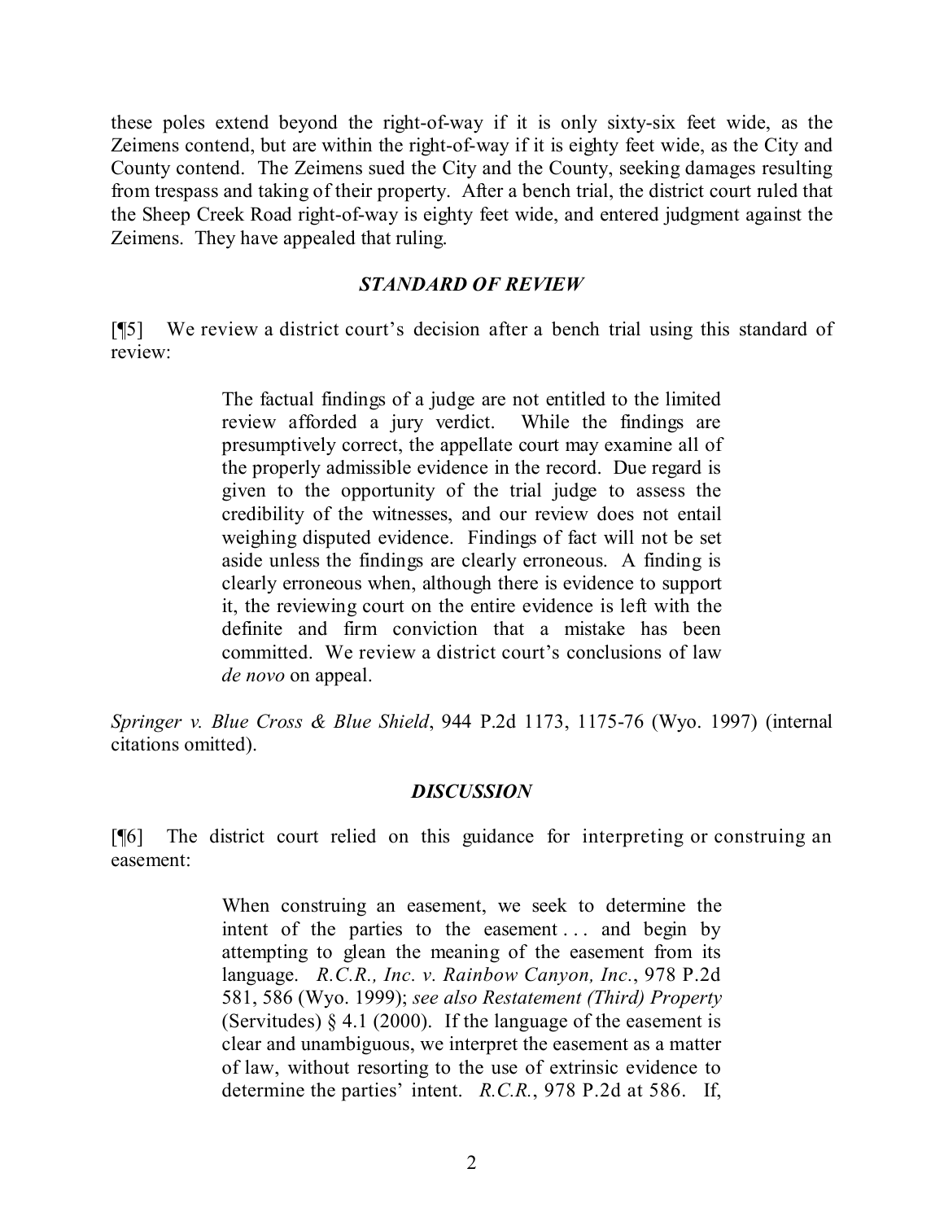these poles extend beyond the right-of-way if it is only sixty-six feet wide, as the Zeimens contend, but are within the right-of-way if it is eighty feet wide, as the City and County contend. The Zeimens sued the City and the County, seeking damages resulting from trespass and taking of their property. After a bench trial, the district court ruled that the Sheep Creek Road right-of-way is eighty feet wide, and entered judgment against the Zeimens. They have appealed that ruling.

### *STANDARD OF REVIEW*

[¶5] We review a district court's decision after a bench trial using this standard of review:

> The factual findings of a judge are not entitled to the limited review afforded a jury verdict. While the findings are presumptively correct, the appellate court may examine all of the properly admissible evidence in the record. Due regard is given to the opportunity of the trial judge to assess the credibility of the witnesses, and our review does not entail weighing disputed evidence. Findings of fact will not be set aside unless the findings are clearly erroneous. A finding is clearly erroneous when, although there is evidence to support it, the reviewing court on the entire evidence is left with the definite and firm conviction that a mistake has been committed. We review a district court's conclusions of law *de novo* on appeal.

*Springer v. Blue Cross & Blue Shield*, 944 P.2d 1173, 1175-76 (Wyo. 1997) (internal citations omitted).

### *DISCUSSION*

[¶6] The district court relied on this guidance for interpreting or construing an easement:

> When construing an easement, we seek to determine the intent of the parties to the easement . . . and begin by attempting to glean the meaning of the easement from its language. *R.C.R., Inc. v. Rainbow Canyon, Inc.*, 978 P.2d 581, 586 (Wyo. 1999); *see also Restatement (Third) Property* (Servitudes) § 4.1 (2000). If the language of the easement is clear and unambiguous, we interpret the easement as a matter of law, without resorting to the use of extrinsic evidence to determine the parties' intent. *R.C.R.*, 978 P.2d at 586. If,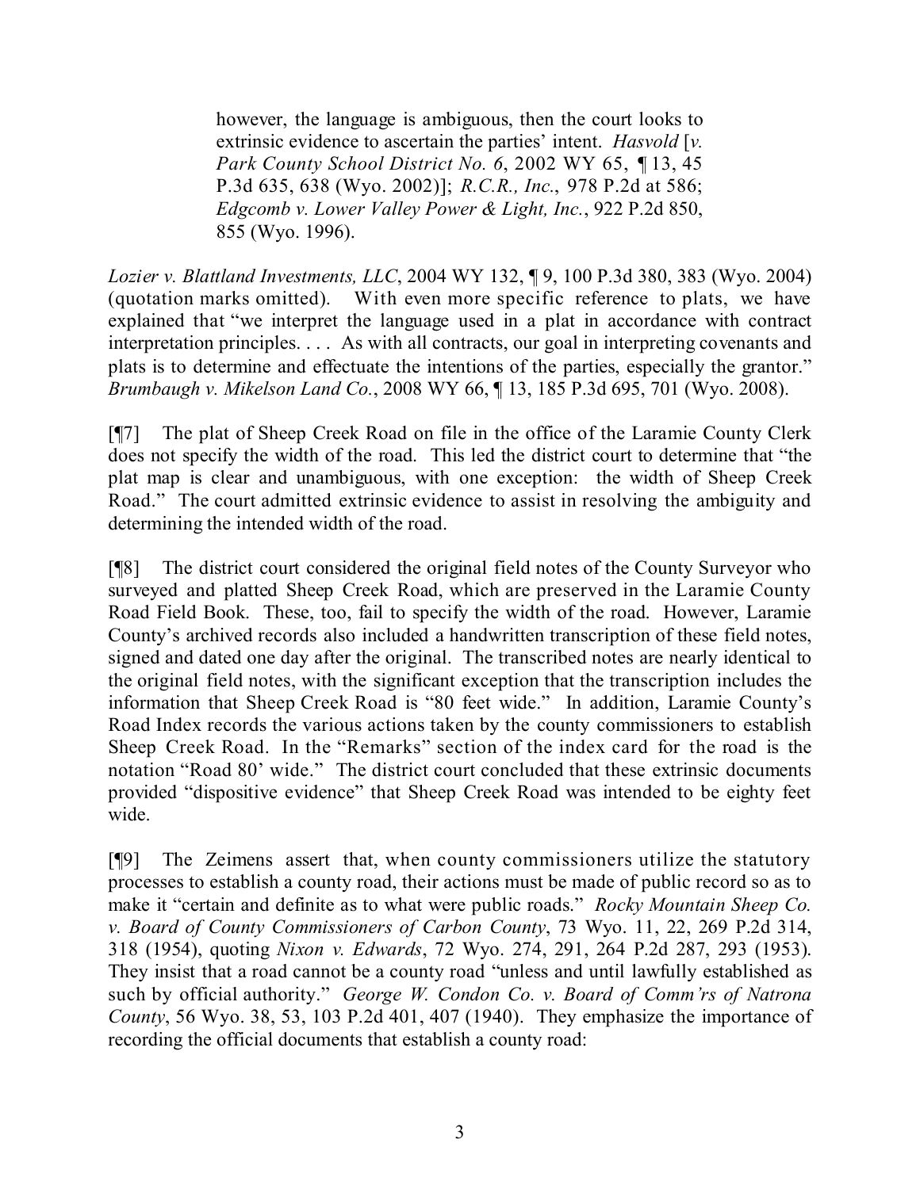> however, the language is ambiguous, then the court looks to extrinsic evidence to ascertain the parties' intent. *Hasvold* [*v. Park County School District No. 6*, 2002 WY 65, ¶ 13, 45 P.3d 635, 638 (Wyo. 2002)]; *R.C.R., Inc.*, 978 P.2d at 586; *Edgcomb v. Lower Valley Power & Light, Inc.*, 922 P.2d 850, 855 (Wyo. 1996).

*Lozier v. Blattland Investments, LLC*, 2004 WY 132, ¶ 9, 100 P.3d 380, 383 (Wyo. 2004) (quotation marks omitted). With even more specific reference to plats, we have explained that "we interpret the language used in a plat in accordance with contract interpretation principles. . . . As with all contracts, our goal in interpreting covenants and plats is to determine and effectuate the intentions of the parties, especially the grantor." *Brumbaugh v. Mikelson Land Co.*, 2008 WY 66, ¶ 13, 185 P.3d 695, 701 (Wyo. 2008).

[¶7] The plat of Sheep Creek Road on file in the office of the Laramie County Clerk does not specify the width of the road. This led the district court to determine that "the plat map is clear and unambiguous, with one exception: the width of Sheep Creek Road." The court admitted extrinsic evidence to assist in resolving the ambiguity and determining the intended width of the road.

[¶8] The district court considered the original field notes of the County Surveyor who surveyed and platted Sheep Creek Road, which are preserved in the Laramie County Road Field Book. These, too, fail to specify the width of the road. However, Laramie County's archived records also included a handwritten transcription of these field notes, signed and dated one day after the original. The transcribed notes are nearly identical to the original field notes, with the significant exception that the transcription includes the information that Sheep Creek Road is "80 feet wide." In addition, Laramie County's Road Index records the various actions taken by the county commissioners to establish Sheep Creek Road. In the "Remarks" section of the index card for the road is the notation "Road 80' wide." The district court concluded that these extrinsic documents provided "dispositive evidence" that Sheep Creek Road was intended to be eighty feet wide.

[¶9] The Zeimens assert that, when county commissioners utilize the statutory processes to establish a county road, their actions must be made of public record so as to make it "certain and definite as to what were public roads." *Rocky Mountain Sheep Co. v. Board of County Commissioners of Carbon County*, 73 Wyo. 11, 22, 269 P.2d 314, 318 (1954), quoting *Nixon v. Edwards*, 72 Wyo. 274, 291, 264 P.2d 287, 293 (1953). They insist that a road cannot be a county road "unless and until lawfully established as such by official authority." *George W. Condon Co. v. Board of Comm'rs of Natrona County*, 56 Wyo. 38, 53, 103 P.2d 401, 407 (1940). They emphasize the importance of recording the official documents that establish a county road: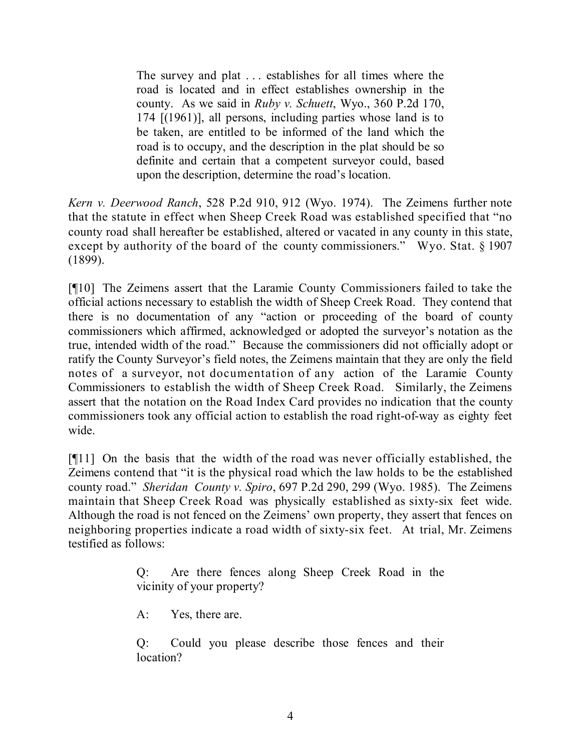> The survey and plat . . . establishes for all times where the road is located and in effect establishes ownership in the county. As we said in *Ruby v. Schuett*, Wyo., 360 P.2d 170, 174 [(1961)], all persons, including parties whose land is to be taken, are entitled to be informed of the land which the road is to occupy, and the description in the plat should be so definite and certain that a competent surveyor could, based upon the description, determine the road's location.

*Kern v. Deerwood Ranch*, 528 P.2d 910, 912 (Wyo. 1974). The Zeimens further note that the statute in effect when Sheep Creek Road was established specified that "no county road shall hereafter be established, altered or vacated in any county in this state, except by authority of the board of the county commissioners." Wyo. Stat. § 1907 (1899).

[¶10] The Zeimens assert that the Laramie County Commissioners failed to take the official actions necessary to establish the width of Sheep Creek Road. They contend that there is no documentation of any "action or proceeding of the board of county commissioners which affirmed, acknowledged or adopted the surveyor's notation as the true, intended width of the road." Because the commissioners did not officially adopt or ratify the County Surveyor's field notes, the Zeimens maintain that they are only the field notes of a surveyor, not documentation of any action of the Laramie County Commissioners to establish the width of Sheep Creek Road. Similarly, the Zeimens assert that the notation on the Road Index Card provides no indication that the county commissioners took any official action to establish the road right-of-way as eighty feet wide.

[¶11] On the basis that the width of the road was never officially established, the Zeimens contend that "it is the physical road which the law holds to be the established county road." *Sheridan County v. Spiro*, 697 P.2d 290, 299 (Wyo. 1985). The Zeimens maintain that Sheep Creek Road was physically established as sixty-six feet wide. Although the road is not fenced on the Zeimens' own property, they assert that fences on neighboring properties indicate a road width of sixty-six feet. At trial, Mr. Zeimens testified as follows:

> Q: Are there fences along Sheep Creek Road in the vicinity of your property?
>
> A: Yes, there are.
>
> Q: Could you please describe those fences and their location?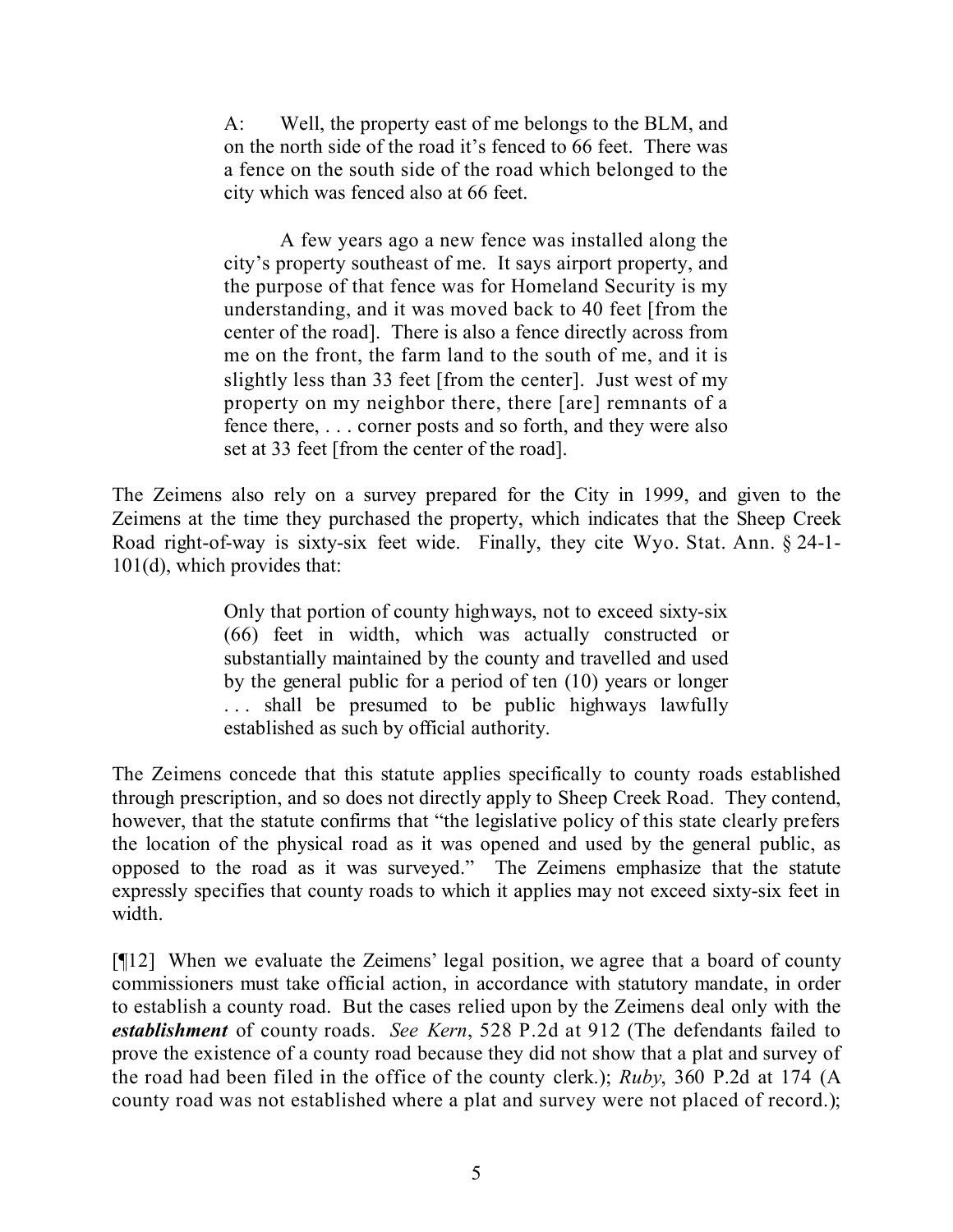> A: Well, the property east of me belongs to the BLM, and on the north side of the road it's fenced to 66 feet. There was a fence on the south side of the road which belonged to the city which was fenced also at 66 feet.
>
> A few years ago a new fence was installed along the city's property southeast of me. It says airport property, and the purpose of that fence was for Homeland Security is my understanding, and it was moved back to 40 feet [from the center of the road]. There is also a fence directly across from me on the front, the farm land to the south of me, and it is slightly less than 33 feet [from the center]. Just west of my property on my neighbor there, there [are] remnants of a fence there, . . . corner posts and so forth, and they were also set at 33 feet [from the center of the road].

The Zeimens also rely on a survey prepared for the City in 1999, and given to the Zeimens at the time they purchased the property, which indicates that the Sheep Creek Road right-of-way is sixty-six feet wide. Finally, they cite Wyo. Stat. Ann. § 24-1-101(d), which provides that:

> Only that portion of county highways, not to exceed sixty-six (66) feet in width, which was actually constructed or substantially maintained by the county and travelled and used by the general public for a period of ten (10) years or longer . . . shall be presumed to be public highways lawfully established as such by official authority.

The Zeimens concede that this statute applies specifically to county roads established through prescription, and so does not directly apply to Sheep Creek Road. They contend, however, that the statute confirms that "the legislative policy of this state clearly prefers the location of the physical road as it was opened and used by the general public, as opposed to the road as it was surveyed." The Zeimens emphasize that the statute expressly specifies that county roads to which it applies may not exceed sixty-six feet in width.

[¶12] When we evaluate the Zeimens' legal position, we agree that a board of county commissioners must take official action, in accordance with statutory mandate, in order to establish a county road. But the cases relied upon by the Zeimens deal only with the ***establishment*** of county roads. *See Kern*, 528 P.2d at 912 (The defendants failed to prove the existence of a county road because they did not show that a plat and survey of the road had been filed in the office of the county clerk.); *Ruby*, 360 P.2d at 174 (A county road was not established where a plat and survey were not placed of record.);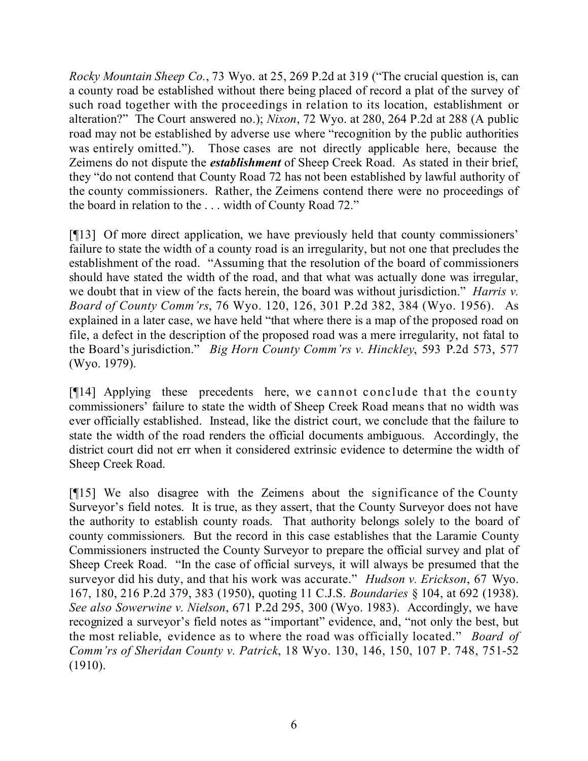*Rocky Mountain Sheep Co.*, 73 Wyo. at 25, 269 P.2d at 319 ("The crucial question is, can a county road be established without there being placed of record a plat of the survey of such road together with the proceedings in relation to its location, establishment or alteration?" The Court answered no.); *Nixon*, 72 Wyo. at 280, 264 P.2d at 288 (A public road may not be established by adverse use where "recognition by the public authorities was entirely omitted."). Those cases are not directly applicable here, because the Zeimens do not dispute the ***establishment*** of Sheep Creek Road. As stated in their brief, they "do not contend that County Road 72 has not been established by lawful authority of the county commissioners. Rather, the Zeimens contend there were no proceedings of the board in relation to the . . . width of County Road 72."

[¶13] Of more direct application, we have previously held that county commissioners' failure to state the width of a county road is an irregularity, but not one that precludes the establishment of the road. "Assuming that the resolution of the board of commissioners should have stated the width of the road, and that what was actually done was irregular, we doubt that in view of the facts herein, the board was without jurisdiction." *Harris v. Board of County Comm'rs*, 76 Wyo. 120, 126, 301 P.2d 382, 384 (Wyo. 1956). As explained in a later case, we have held "that where there is a map of the proposed road on file, a defect in the description of the proposed road was a mere irregularity, not fatal to the Board's jurisdiction." *Big Horn County Comm'rs v. Hinckley*, 593 P.2d 573, 577 (Wyo. 1979).

[¶14] Applying these precedents here, we cannot conclude that the county commissioners' failure to state the width of Sheep Creek Road means that no width was ever officially established. Instead, like the district court, we conclude that the failure to state the width of the road renders the official documents ambiguous. Accordingly, the district court did not err when it considered extrinsic evidence to determine the width of Sheep Creek Road.

[¶15] We also disagree with the Zeimens about the significance of the County Surveyor's field notes. It is true, as they assert, that the County Surveyor does not have the authority to establish county roads. That authority belongs solely to the board of county commissioners. But the record in this case establishes that the Laramie County Commissioners instructed the County Surveyor to prepare the official survey and plat of Sheep Creek Road. "In the case of official surveys, it will always be presumed that the surveyor did his duty, and that his work was accurate." *Hudson v. Erickson*, 67 Wyo. 167, 180, 216 P.2d 379, 383 (1950), quoting 11 C.J.S. *Boundaries* § 104, at 692 (1938). *See also Sowerwine v. Nielson*, 671 P.2d 295, 300 (Wyo. 1983). Accordingly, we have recognized a surveyor's field notes as "important" evidence, and, "not only the best, but the most reliable, evidence as to where the road was officially located." *Board of Comm'rs of Sheridan County v. Patrick*, 18 Wyo. 130, 146, 150, 107 P. 748, 751-52 (1910).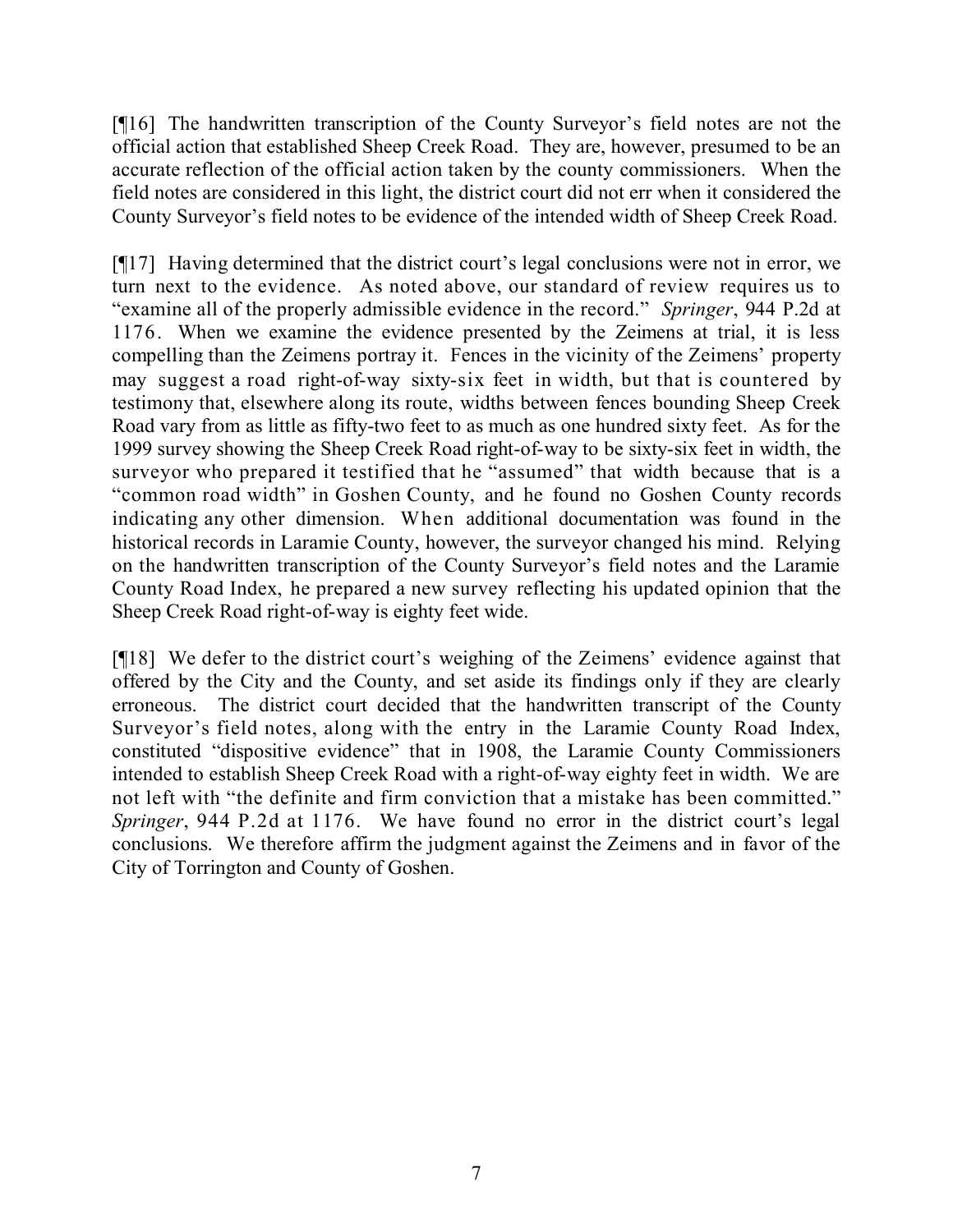[¶16] The handwritten transcription of the County Surveyor's field notes are not the official action that established Sheep Creek Road. They are, however, presumed to be an accurate reflection of the official action taken by the county commissioners. When the field notes are considered in this light, the district court did not err when it considered the County Surveyor's field notes to be evidence of the intended width of Sheep Creek Road.

[¶17] Having determined that the district court's legal conclusions were not in error, we turn next to the evidence. As noted above, our standard of review requires us to "examine all of the properly admissible evidence in the record." *Springer*, 944 P.2d at 1176. When we examine the evidence presented by the Zeimens at trial, it is less compelling than the Zeimens portray it. Fences in the vicinity of the Zeimens' property may suggest a road right-of-way sixty-six feet in width, but that is countered by testimony that, elsewhere along its route, widths between fences bounding Sheep Creek Road vary from as little as fifty-two feet to as much as one hundred sixty feet. As for the 1999 survey showing the Sheep Creek Road right-of-way to be sixty-six feet in width, the surveyor who prepared it testified that he "assumed" that width because that is a "common road width" in Goshen County, and he found no Goshen County records indicating any other dimension. When additional documentation was found in the historical records in Laramie County, however, the surveyor changed his mind. Relying on the handwritten transcription of the County Surveyor's field notes and the Laramie County Road Index, he prepared a new survey reflecting his updated opinion that the Sheep Creek Road right-of-way is eighty feet wide.

[¶18] We defer to the district court's weighing of the Zeimens' evidence against that offered by the City and the County, and set aside its findings only if they are clearly erroneous. The district court decided that the handwritten transcript of the County Surveyor's field notes, along with the entry in the Laramie County Road Index, constituted "dispositive evidence" that in 1908, the Laramie County Commissioners intended to establish Sheep Creek Road with a right-of-way eighty feet in width. We are not left with "the definite and firm conviction that a mistake has been committed." *Springer*, 944 P.2d at 1176. We have found no error in the district court's legal conclusions. We therefore affirm the judgment against the Zeimens and in favor of the City of Torrington and County of Goshen.